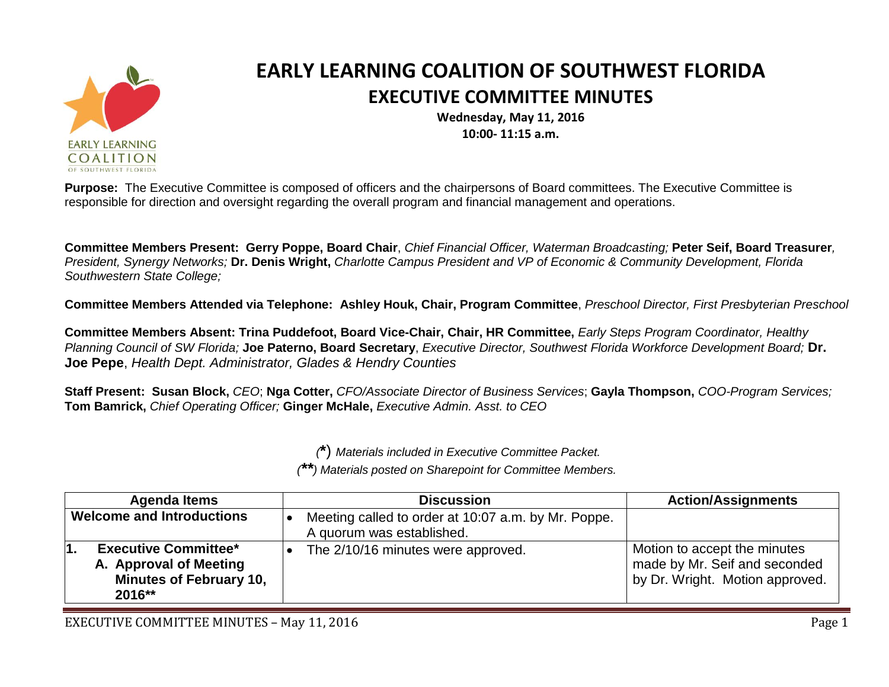# EARLY LEARNING COALITION OF SOUTHWEST FLORIDA

## EXECUTIVE COMMITTEE MINUTES

**Wednesday, May 11, 2016**
**10:00- 11:15 a.m.**

**Purpose:** The Executive Committee is composed of officers and the chairpersons of Board committees. The Executive Committee is responsible for direction and oversight regarding the overall program and financial management and operations.

**Committee Members Present: Gerry Poppe, Board Chair**, *Chief Financial Officer, Waterman Broadcasting;* **Peter Seif, Board Treasurer***, President, Synergy Networks;* **Dr. Denis Wright,** *Charlotte Campus President and VP of Economic & Community Development, Florida Southwestern State College;*

**Committee Members Attended via Telephone: Ashley Houk, Chair, Program Committee**, *Preschool Director, First Presbyterian Preschool*

**Committee Members Absent: Trina Puddefoot, Board Vice-Chair, Chair, HR Committee,** *Early Steps Program Coordinator, Healthy Planning Council of SW Florida;* **Joe Paterno, Board Secretary**, *Executive Director, Southwest Florida Workforce Development Board;* **Dr. Joe Pepe**, *Health Dept. Administrator, Glades & Hendry Counties*

**Staff Present: Susan Block,** *CEO*; **Nga Cotter,** *CFO/Associate Director of Business Services*; **Gayla Thompson,** *COO-Program Services;* **Tom Bamrick,** *Chief Operating Officer;* **Ginger McHale,** *Executive Admin. Asst. to CEO*

*(**\***) Materials included in Executive Committee Packet.*
*(**\*\***) Materials posted on Sharepoint for Committee Members.*

| Agenda Items | Discussion | Action/Assignments |
|---|---|---|
| **Welcome and Introductions** | • Meeting called to order at 10:07 a.m. by Mr. Poppe. A quorum was established. | |
| **1. Executive Committee\*** <br> **A. Approval of Meeting Minutes of February 10, 2016\*\*** | • The 2/10/16 minutes were approved. | Motion to accept the minutes made by Mr. Seif and seconded by Dr. Wright. Motion approved. |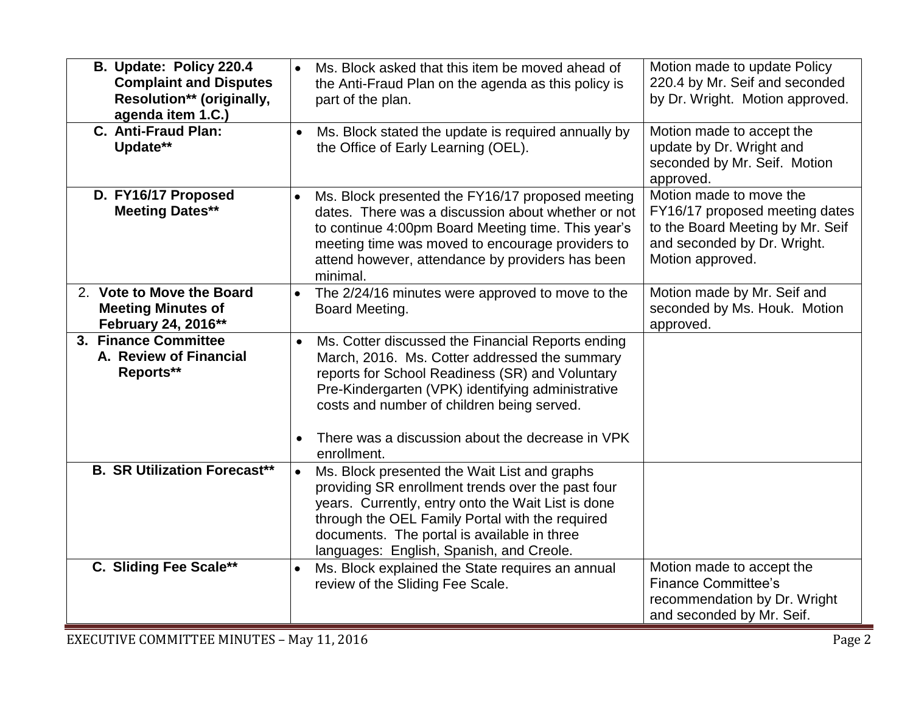| | | |
|---|---|---|
| **B. Update: Policy 220.4 Complaint and Disputes Resolution** (originally, agenda item 1.C.)** | • Ms. Block asked that this item be moved ahead of the Anti-Fraud Plan on the agenda as this policy is part of the plan. | Motion made to update Policy 220.4 by Mr. Seif and seconded by Dr. Wright. Motion approved. |
| **C. Anti-Fraud Plan: Update**** | • Ms. Block stated the update is required annually by the Office of Early Learning (OEL). | Motion made to accept the update by Dr. Wright and seconded by Mr. Seif. Motion approved. |
| **D. FY16/17 Proposed Meeting Dates**** | • Ms. Block presented the FY16/17 proposed meeting dates. There was a discussion about whether or not to continue 4:00pm Board Meeting time. This year's meeting time was moved to encourage providers to attend however, attendance by providers has been minimal. | Motion made to move the FY16/17 proposed meeting dates to the Board Meeting by Mr. Seif and seconded by Dr. Wright. Motion approved. |
| 2. **Vote to Move the Board Meeting Minutes of February 24, 2016**** | • The 2/24/16 minutes were approved to move to the Board Meeting. | Motion made by Mr. Seif and seconded by Ms. Houk. Motion approved. |
| **3. Finance Committee**<br>**A. Review of Financial Reports**** | • Ms. Cotter discussed the Financial Reports ending March, 2016. Ms. Cotter addressed the summary reports for School Readiness (SR) and Voluntary Pre-Kindergarten (VPK) identifying administrative costs and number of children being served.<br><br>• There was a discussion about the decrease in VPK enrollment. | |
| **B. SR Utilization Forecast**** | • Ms. Block presented the Wait List and graphs providing SR enrollment trends over the past four years. Currently, entry onto the Wait List is done through the OEL Family Portal with the required documents. The portal is available in three languages: English, Spanish, and Creole. | |
| **C. Sliding Fee Scale**** | • Ms. Block explained the State requires an annual review of the Sliding Fee Scale. | Motion made to accept the Finance Committee's recommendation by Dr. Wright and seconded by Mr. Seif. |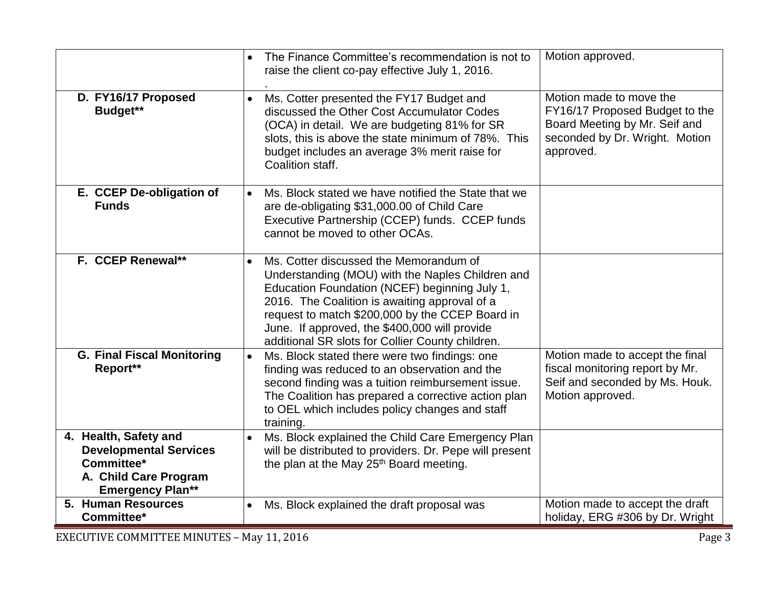| | | |
|---|---|---|
| | • The Finance Committee's recommendation is not to raise the client co-pay effective July 1, 2016. . | Motion approved. |
| **D. FY16/17 Proposed Budget**** | • Ms. Cotter presented the FY17 Budget and discussed the Other Cost Accumulator Codes (OCA) in detail. We are budgeting 81% for SR slots, this is above the state minimum of 78%. This budget includes an average 3% merit raise for Coalition staff. | Motion made to move the FY16/17 Proposed Budget to the Board Meeting by Mr. Seif and seconded by Dr. Wright. Motion approved. |
| **E. CCEP De-obligation of Funds** | • Ms. Block stated we have notified the State that we are de-obligating $31,000.00 of Child Care Executive Partnership (CCEP) funds. CCEP funds cannot be moved to other OCAs. | |
| **F. CCEP Renewal**** | • Ms. Cotter discussed the Memorandum of Understanding (MOU) with the Naples Children and Education Foundation (NCEF) beginning July 1, 2016. The Coalition is awaiting approval of a request to match $200,000 by the CCEP Board in June. If approved, the $400,000 will provide additional SR slots for Collier County children. | |
| **G. Final Fiscal Monitoring Report**** | • Ms. Block stated there were two findings: one finding was reduced to an observation and the second finding was a tuition reimbursement issue. The Coalition has prepared a corrective action plan to OEL which includes policy changes and staff training. | Motion made to accept the final fiscal monitoring report by Mr. Seif and seconded by Ms. Houk. Motion approved. |
| **4. Health, Safety and Developmental Services Committee*** **A. Child Care Program Emergency Plan**** | • Ms. Block explained the Child Care Emergency Plan will be distributed to providers. Dr. Pepe will present the plan at the May 25th Board meeting. | |
| **5. Human Resources Committee*** | • Ms. Block explained the draft proposal was | Motion made to accept the draft holiday, ERG #306 by Dr. Wright |

EXECUTIVE COMMITTEE MINUTES – May 11, 2016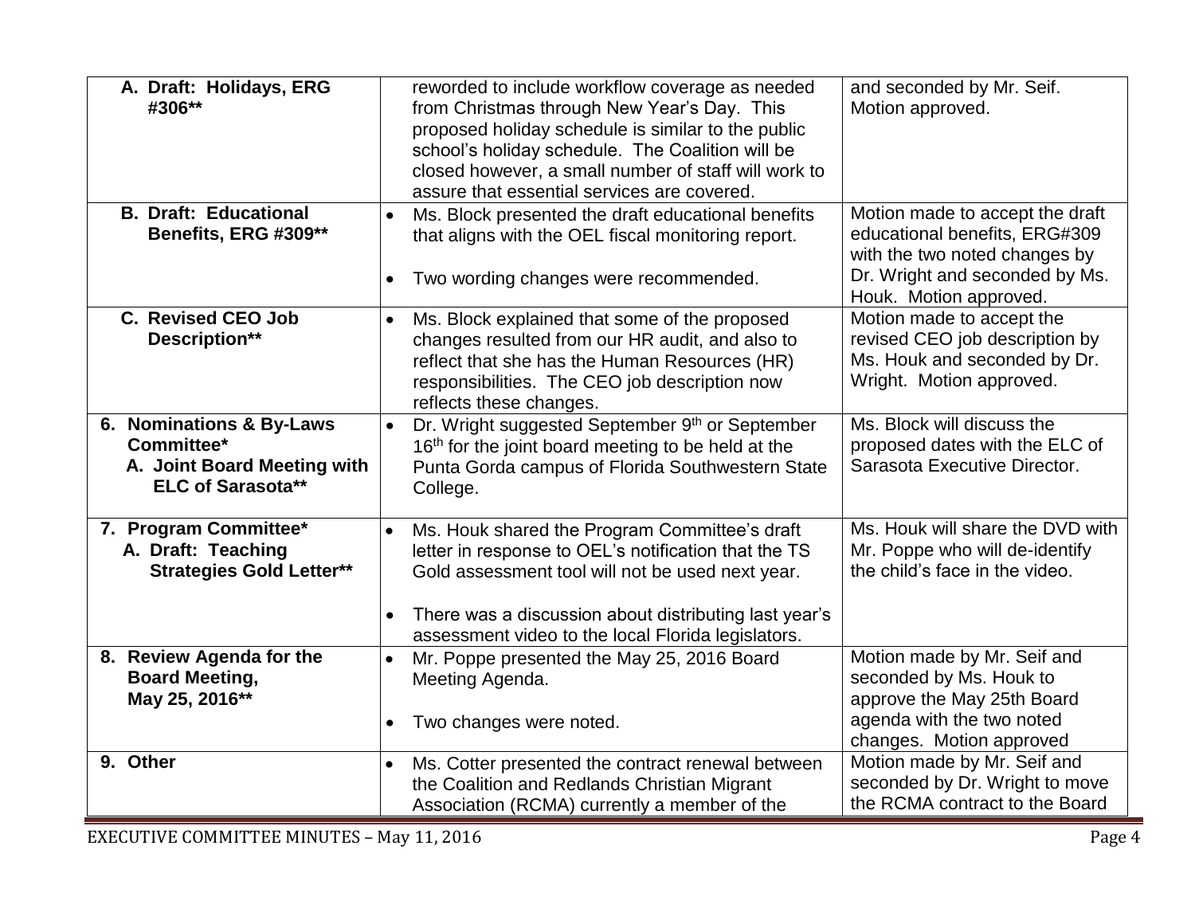| | | |
|---|---|---|
| **A. Draft: Holidays, ERG #306**** | reworded to include workflow coverage as needed from Christmas through New Year's Day. This proposed holiday schedule is similar to the public school's holiday schedule. The Coalition will be closed however, a small number of staff will work to assure that essential services are covered. | and seconded by Mr. Seif. Motion approved. |
| **B. Draft: Educational Benefits, ERG #309**** | • Ms. Block presented the draft educational benefits that aligns with the OEL fiscal monitoring report.<br><br>• Two wording changes were recommended. | Motion made to accept the draft educational benefits, ERG#309 with the two noted changes by Dr. Wright and seconded by Ms. Houk. Motion approved. |
| **C. Revised CEO Job Description**** | • Ms. Block explained that some of the proposed changes resulted from our HR audit, and also to reflect that she has the Human Resources (HR) responsibilities. The CEO job description now reflects these changes. | Motion made to accept the revised CEO job description by Ms. Houk and seconded by Dr. Wright. Motion approved. |
| **6. Nominations & By-Laws Committee***<br>**A. Joint Board Meeting with ELC of Sarasota**** | • Dr. Wright suggested September 9th or September 16th for the joint board meeting to be held at the Punta Gorda campus of Florida Southwestern State College. | Ms. Block will discuss the proposed dates with the ELC of Sarasota Executive Director. |
| **7. Program Committee***<br>**A. Draft: Teaching Strategies Gold Letter**** | • Ms. Houk shared the Program Committee's draft letter in response to OEL's notification that the TS Gold assessment tool will not be used next year.<br><br>• There was a discussion about distributing last year's assessment video to the local Florida legislators. | Ms. Houk will share the DVD with Mr. Poppe who will de-identify the child's face in the video. |
| **8. Review Agenda for the Board Meeting, May 25, 2016**** | • Mr. Poppe presented the May 25, 2016 Board Meeting Agenda.<br><br>• Two changes were noted. | Motion made by Mr. Seif and seconded by Ms. Houk to approve the May 25th Board agenda with the two noted changes. Motion approved |
| **9. Other** | • Ms. Cotter presented the contract renewal between the Coalition and Redlands Christian Migrant Association (RCMA) currently a member of the | Motion made by Mr. Seif and seconded by Dr. Wright to move the RCMA contract to the Board |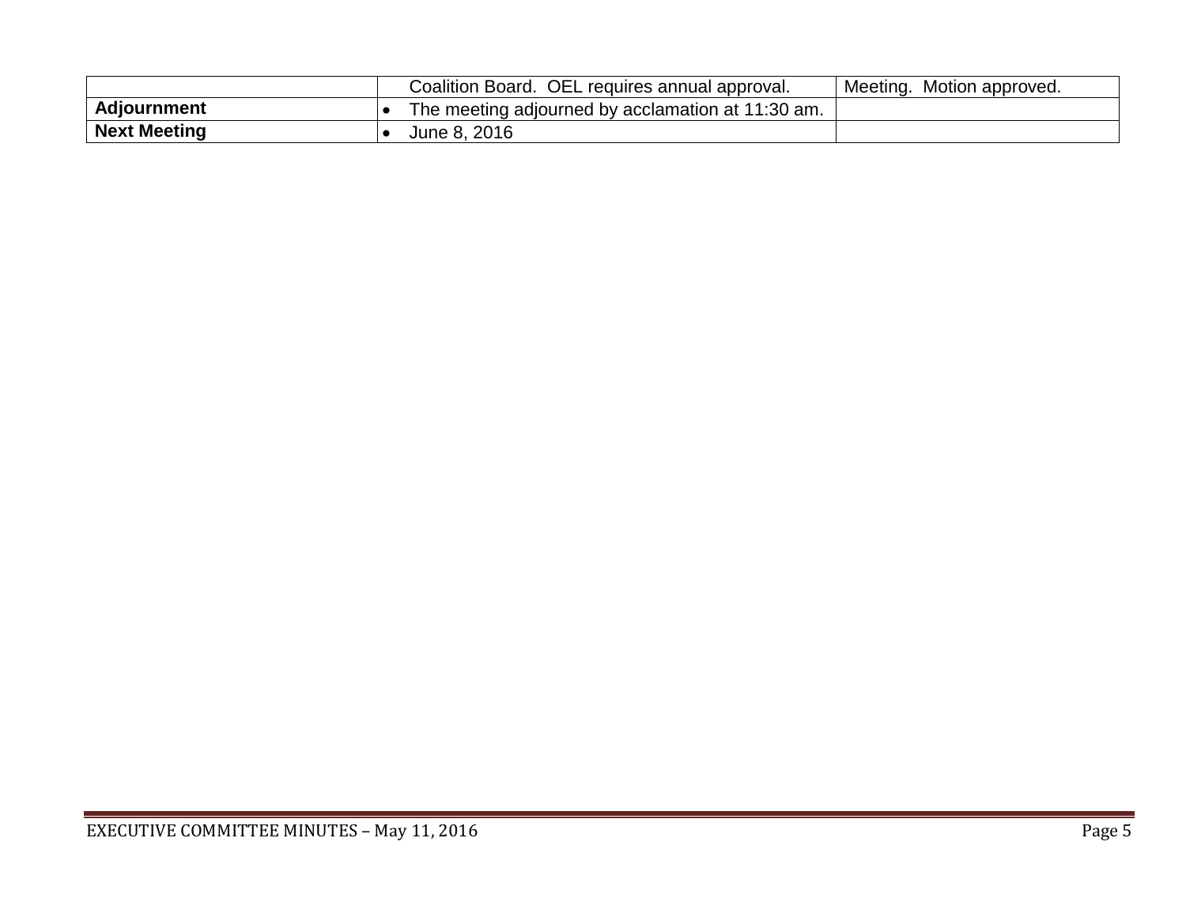| | | |
|---|---|---|
| | Coalition Board. OEL requires annual approval. | Meeting. Motion approved. |
| **Adjournment** | • The meeting adjourned by acclamation at 11:30 am. | |
| **Next Meeting** | • June 8, 2016 | |